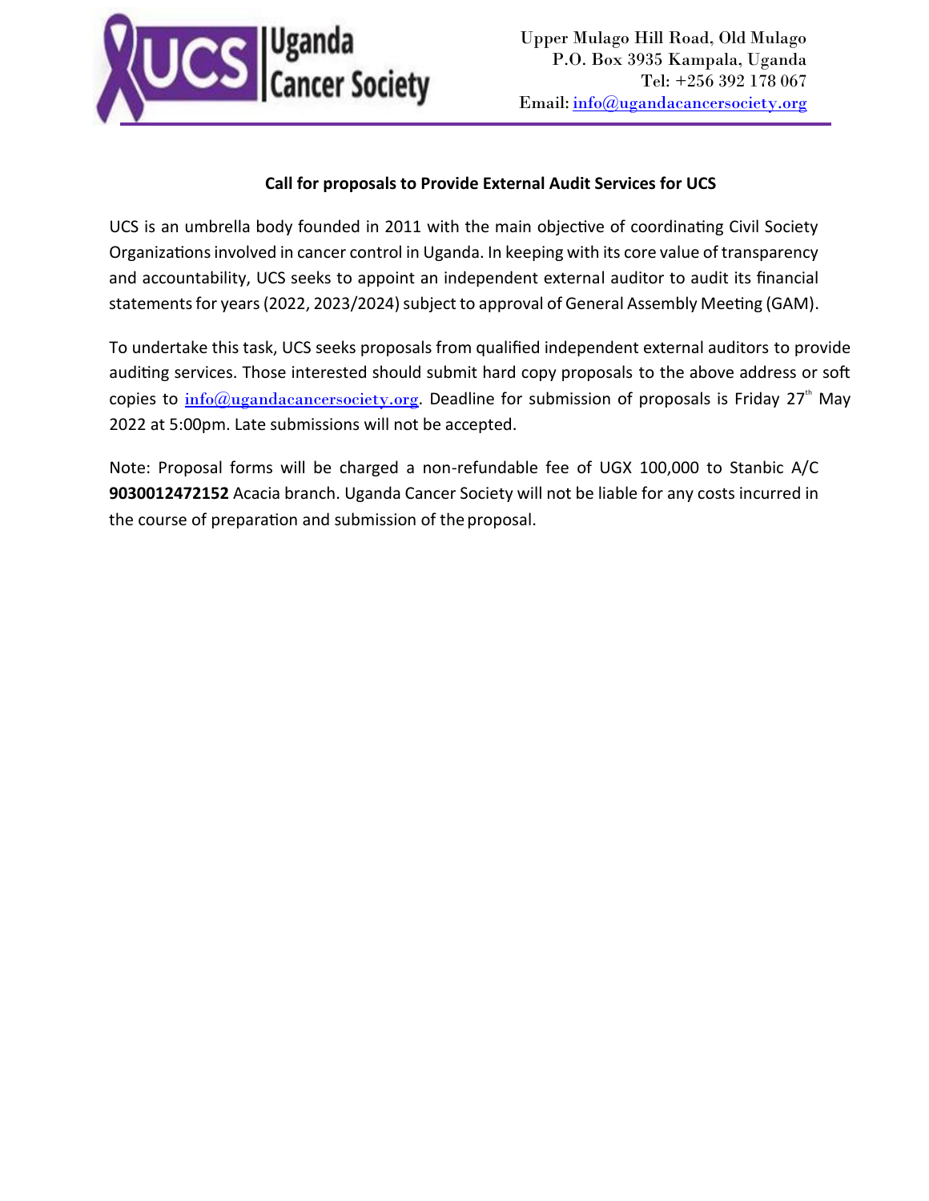Uganda Cancer Society

Upper Mulago Hill Road, Old Mulago
P.O. Box 3935 Kampala, Uganda
Tel: +256 392 178 067
Email: info@ugandacancersociety.org

**Call for proposals to Provide External Audit Services for UCS**

UCS is an umbrella body founded in 2011 with the main objective of coordinating Civil Society Organizations involved in cancer control in Uganda. In keeping with its core value of transparency and accountability, UCS seeks to appoint an independent external auditor to audit its financial statements for years (2022, 2023/2024) subject to approval of General Assembly Meeting (GAM).

To undertake this task, UCS seeks proposals from qualified independent external auditors to provide auditing services. Those interested should submit hard copy proposals to the above address or soft copies to info@ugandacancersociety.org. Deadline for submission of proposals is Friday 27th May 2022 at 5:00pm. Late submissions will not be accepted.

Note: Proposal forms will be charged a non-refundable fee of UGX 100,000 to Stanbic A/C **9030012472152** Acacia branch. Uganda Cancer Society will not be liable for any costs incurred in the course of preparation and submission of the proposal.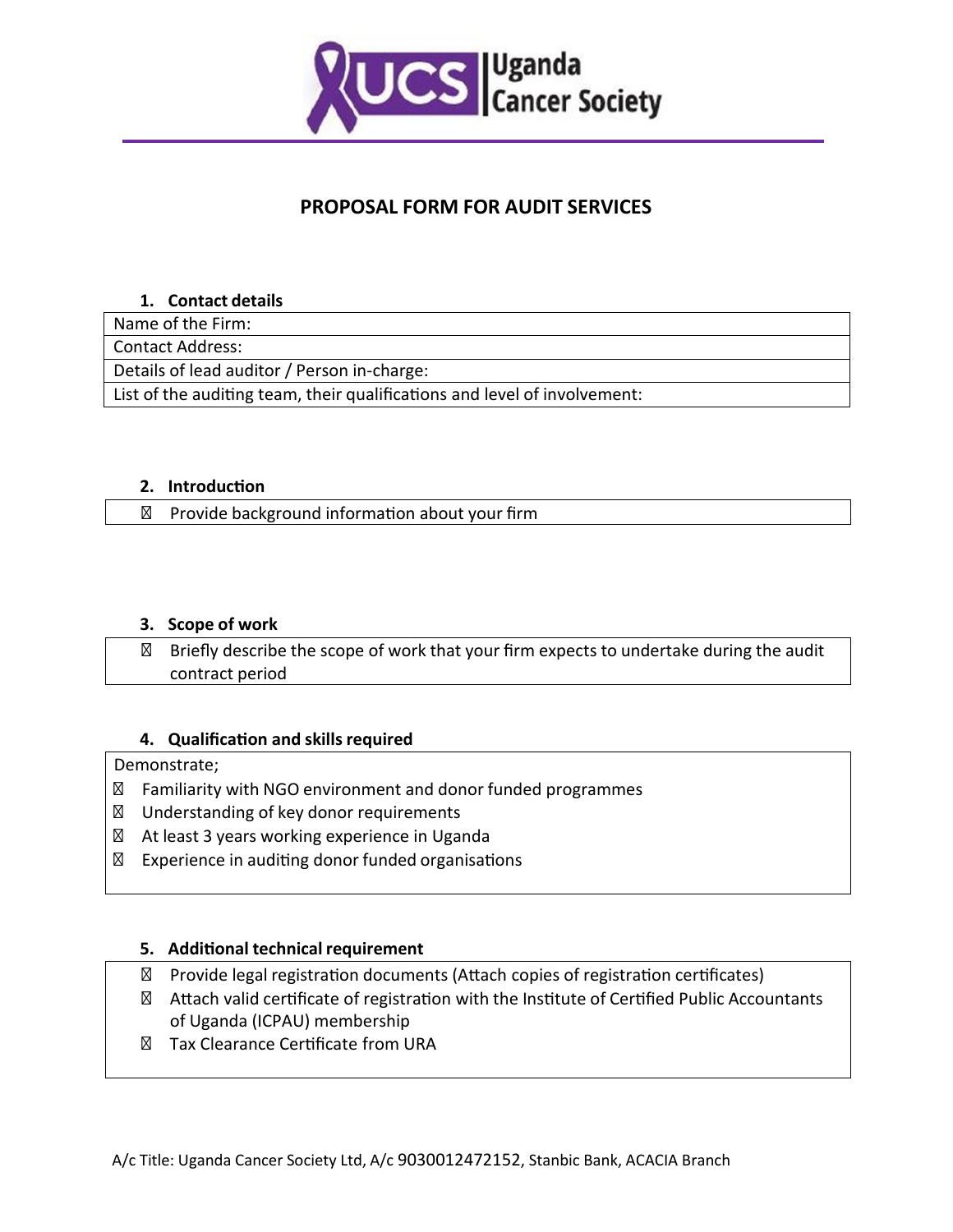UCS | Uganda Cancer Society

## PROPOSAL FORM FOR AUDIT SERVICES

### 1. Contact details

| |
|---|
| Name of the Firm: |
| Contact Address: |
| Details of lead auditor / Person in-charge: |
| List of the auditing team, their qualifications and level of involvement: |

### 2. Introduction

- Provide background information about your firm

### 3. Scope of work

- Briefly describe the scope of work that your firm expects to undertake during the audit contract period

### 4. Qualification and skills required

Demonstrate;

- Familiarity with NGO environment and donor funded programmes
- Understanding of key donor requirements
- At least 3 years working experience in Uganda
- Experience in auditing donor funded organisations

### 5. Additional technical requirement

- Provide legal registration documents (Attach copies of registration certificates)
- Attach valid certificate of registration with the Institute of Certified Public Accountants of Uganda (ICPAU) membership
- Tax Clearance Certificate from URA

A/c Title: Uganda Cancer Society Ltd, A/c 9030012472152, Stanbic Bank, ACACIA Branch